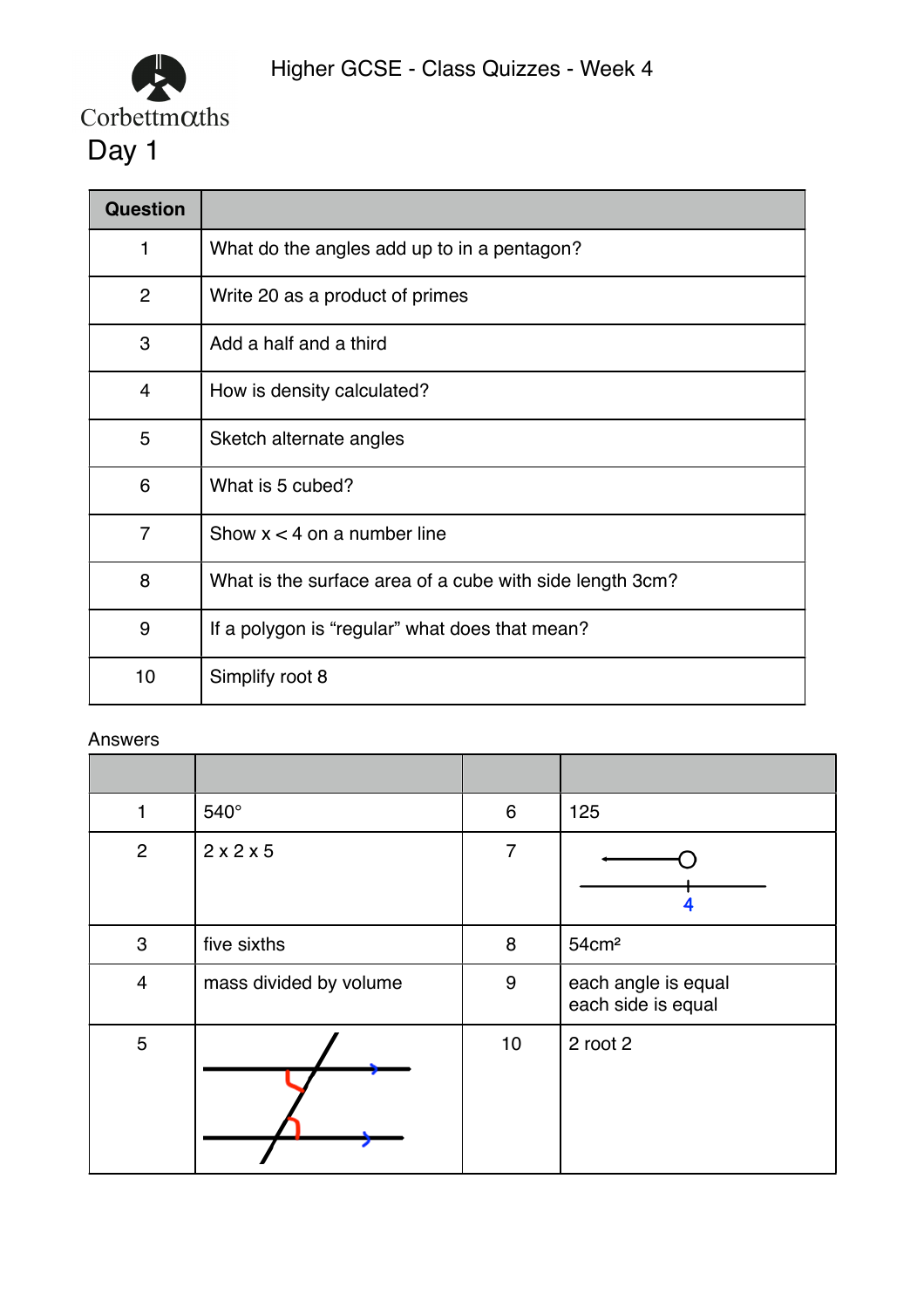Corbettmaths

Higher GCSE - Class Quizzes - Week 4

# Day 1

| Question | |
|---|---|
| 1 | What do the angles add up to in a pentagon? |
| 2 | Write 20 as a product of primes |
| 3 | Add a half and a third |
| 4 | How is density calculated? |
| 5 | Sketch alternate angles |
| 6 | What is 5 cubed? |
| 7 | Show x < 4 on a number line |
| 8 | What is the surface area of a cube with side length 3cm? |
| 9 | If a polygon is "regular" what does that mean? |
| 10 | Simplify root 8 |

Answers

| | | | |
|---|---|---|---|
| 1 | 540° | 6 | 125 |
| 2 | 2 x 2 x 5 | 7 | 4 |
| 3 | five sixths | 8 | 54cm² |
| 4 | mass divided by volume | 9 | each angle is equal<br>each side is equal |
| 5 | | 10 | 2 root 2 |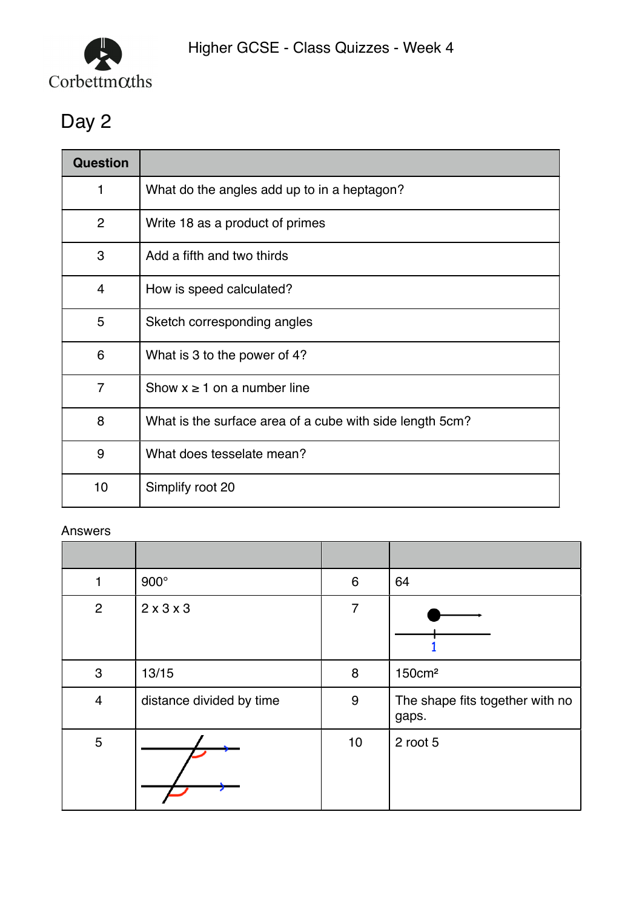Higher GCSE - Class Quizzes - Week 4

## Day 2

| Question | |
|---|---|
| 1 | What do the angles add up to in a heptagon? |
| 2 | Write 18 as a product of primes |
| 3 | Add a fifth and two thirds |
| 4 | How is speed calculated? |
| 5 | Sketch corresponding angles |
| 6 | What is 3 to the power of 4? |
| 7 | Show x ≥ 1 on a number line |
| 8 | What is the surface area of a cube with side length 5cm? |
| 9 | What does tesselate mean? |
| 10 | Simplify root 20 |

Answers

| | | | |
|---|---|---|---|
| 1 | 900° | 6 | 64 |
| 2 | 2 x 3 x 3 | 7 | 1 |
| 3 | 13/15 | 8 | 150cm² |
| 4 | distance divided by time | 9 | The shape fits together with no gaps. |
| 5 | | 10 | 2 root 5 |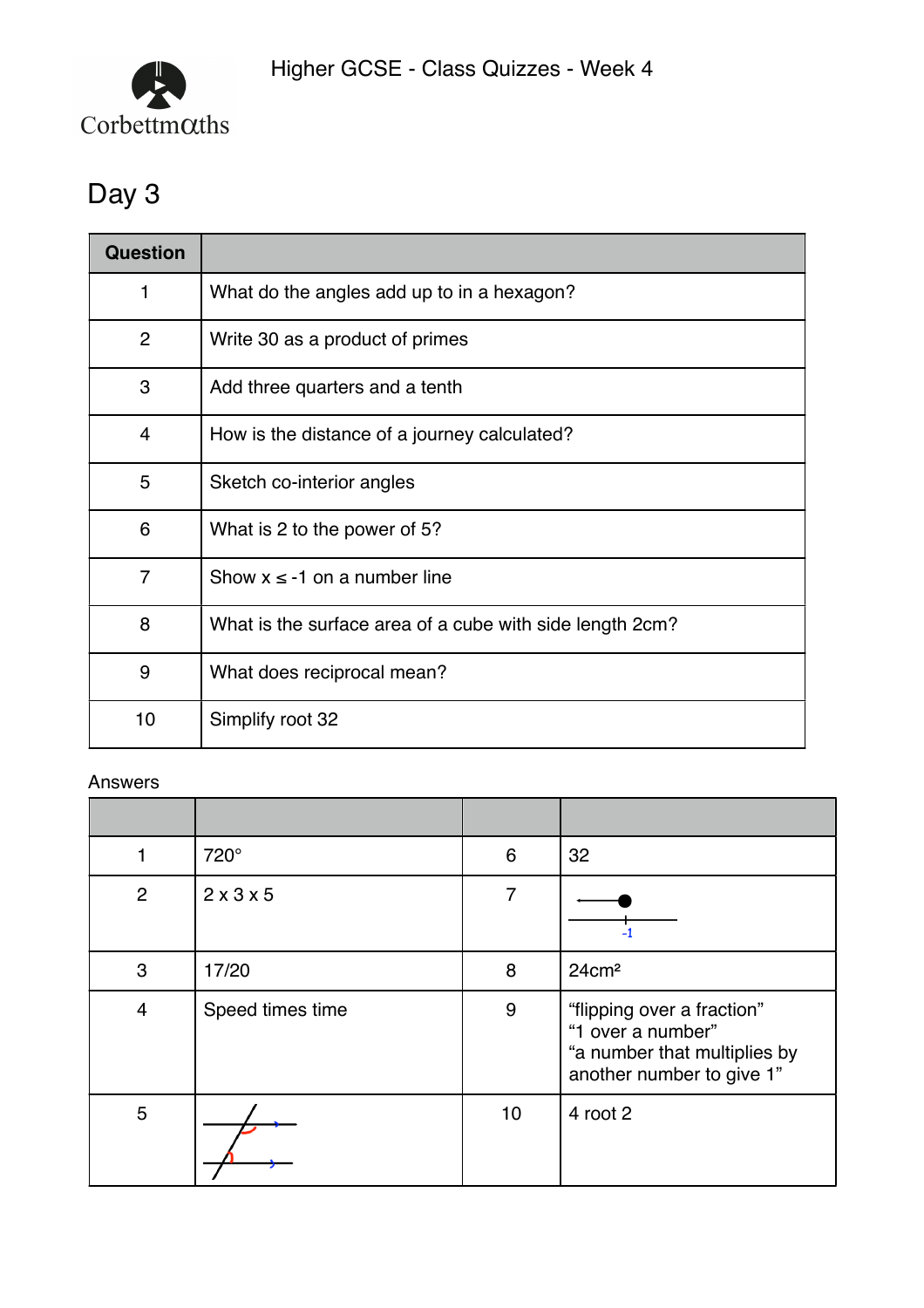Higher GCSE - Class Quizzes - Week 4

## Day 3

| Question | |
|---|---|
| 1 | What do the angles add up to in a hexagon? |
| 2 | Write 30 as a product of primes |
| 3 | Add three quarters and a tenth |
| 4 | How is the distance of a journey calculated? |
| 5 | Sketch co-interior angles |
| 6 | What is 2 to the power of 5? |
| 7 | Show $x \leq -1$ on a number line |
| 8 | What is the surface area of a cube with side length 2cm? |
| 9 | What does reciprocal mean? |
| 10 | Simplify root 32 |

Answers

| | | | |
|---|---|---|---|
| 1 | 720° | 6 | 32 |
| 2 | 2 x 3 x 5 | 7 | -1 |
| 3 | 17/20 | 8 | 24cm² |
| 4 | Speed times time | 9 | "flipping over a fraction" "1 over a number" "a number that multiplies by another number to give 1" |
| 5 | | 10 | 4 root 2 |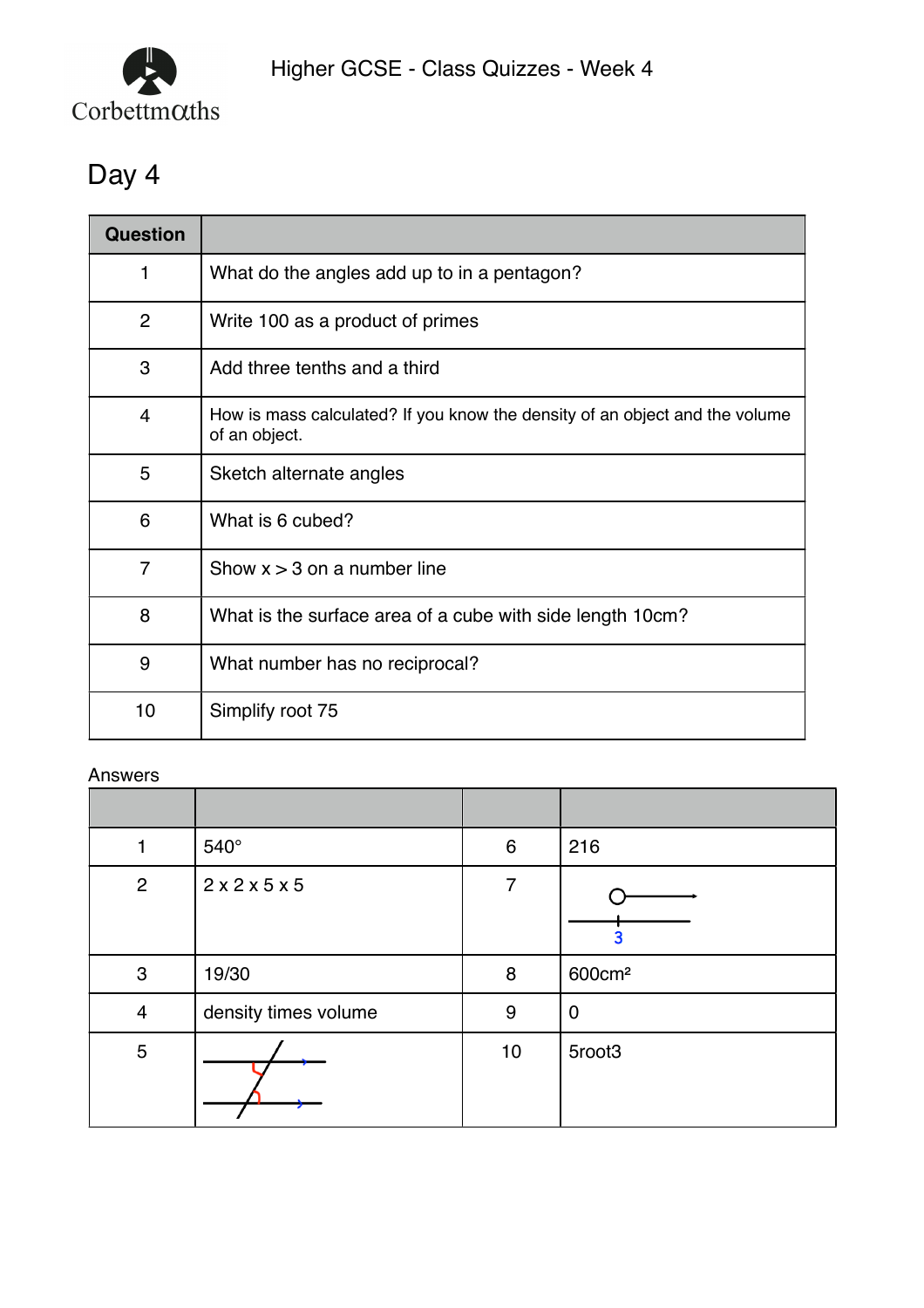Higher GCSE - Class Quizzes - Week 4

# Day 4

| Question | |
|---|---|
| 1 | What do the angles add up to in a pentagon? |
| 2 | Write 100 as a product of primes |
| 3 | Add three tenths and a third |
| 4 | How is mass calculated? If you know the density of an object and the volume of an object. |
| 5 | Sketch alternate angles |
| 6 | What is 6 cubed? |
| 7 | Show x > 3 on a number line |
| 8 | What is the surface area of a cube with side length 10cm? |
| 9 | What number has no reciprocal? |
| 10 | Simplify root 75 |

Answers

| | | | |
|---|---|---|---|
| 1 | 540° | 6 | 216 |
| 2 | 2 x 2 x 5 x 5 | 7 | 3 |
| 3 | 19/30 | 8 | 600cm² |
| 4 | density times volume | 9 | 0 |
| 5 | | 10 | 5root3 |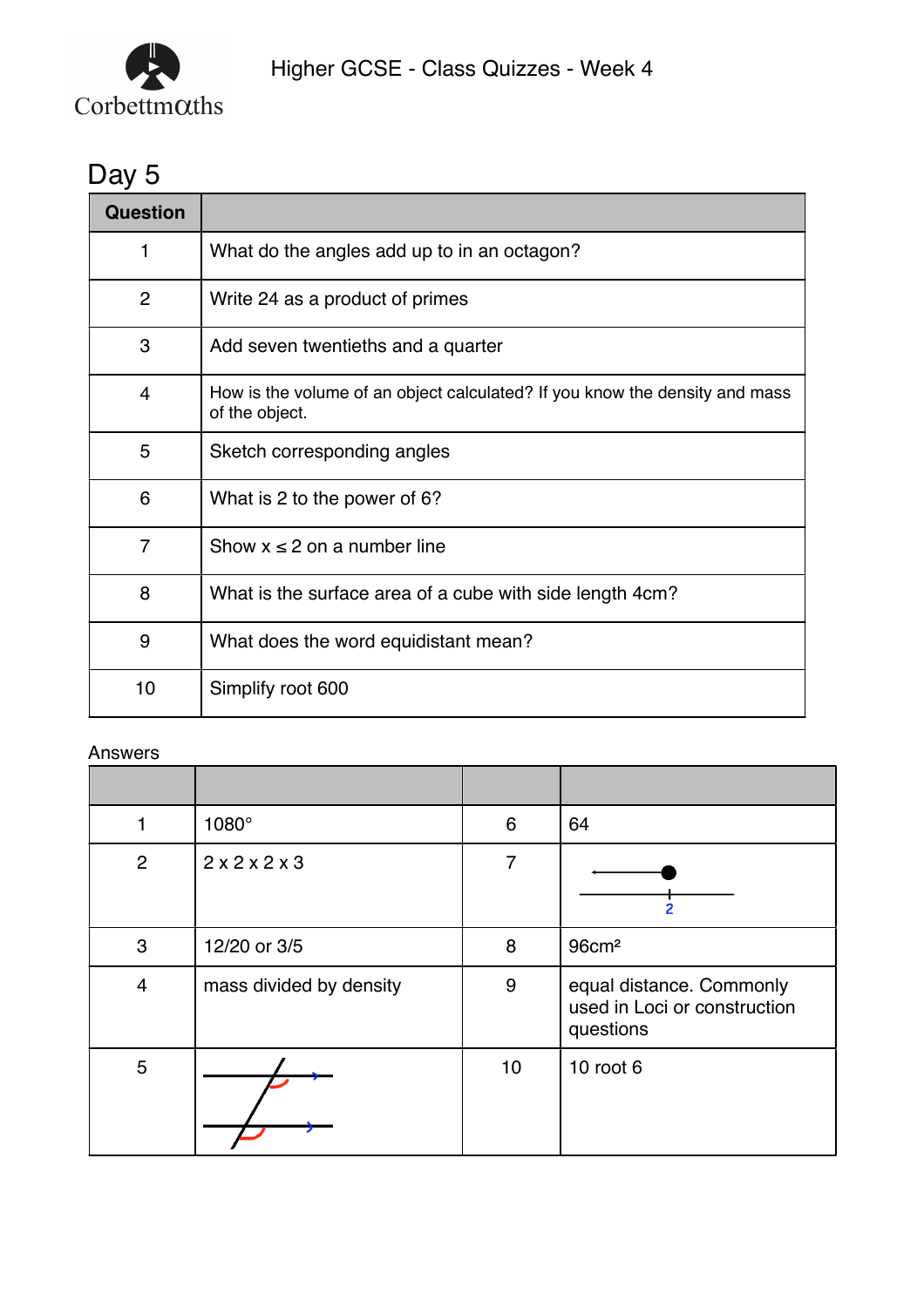Higher GCSE - Class Quizzes - Week 4

## Day 5

| Question | |
|---|---|
| 1 | What do the angles add up to in an octagon? |
| 2 | Write 24 as a product of primes |
| 3 | Add seven twentieths and a quarter |
| 4 | How is the volume of an object calculated? If you know the density and mass of the object. |
| 5 | Sketch corresponding angles |
| 6 | What is 2 to the power of 6? |
| 7 | Show $x \leq 2$ on a number line |
| 8 | What is the surface area of a cube with side length 4cm? |
| 9 | What does the word equidistant mean? |
| 10 | Simplify root 600 |

Answers

| | | | |
|---|---|---|---|
| 1 | 1080° | 6 | 64 |
| 2 | 2 x 2 x 2 x 3 | 7 | 2 |
| 3 | 12/20 or 3/5 | 8 | 96cm² |
| 4 | mass divided by density | 9 | equal distance. Commonly used in Loci or construction questions |
| 5 | | 10 | 10 root 6 |